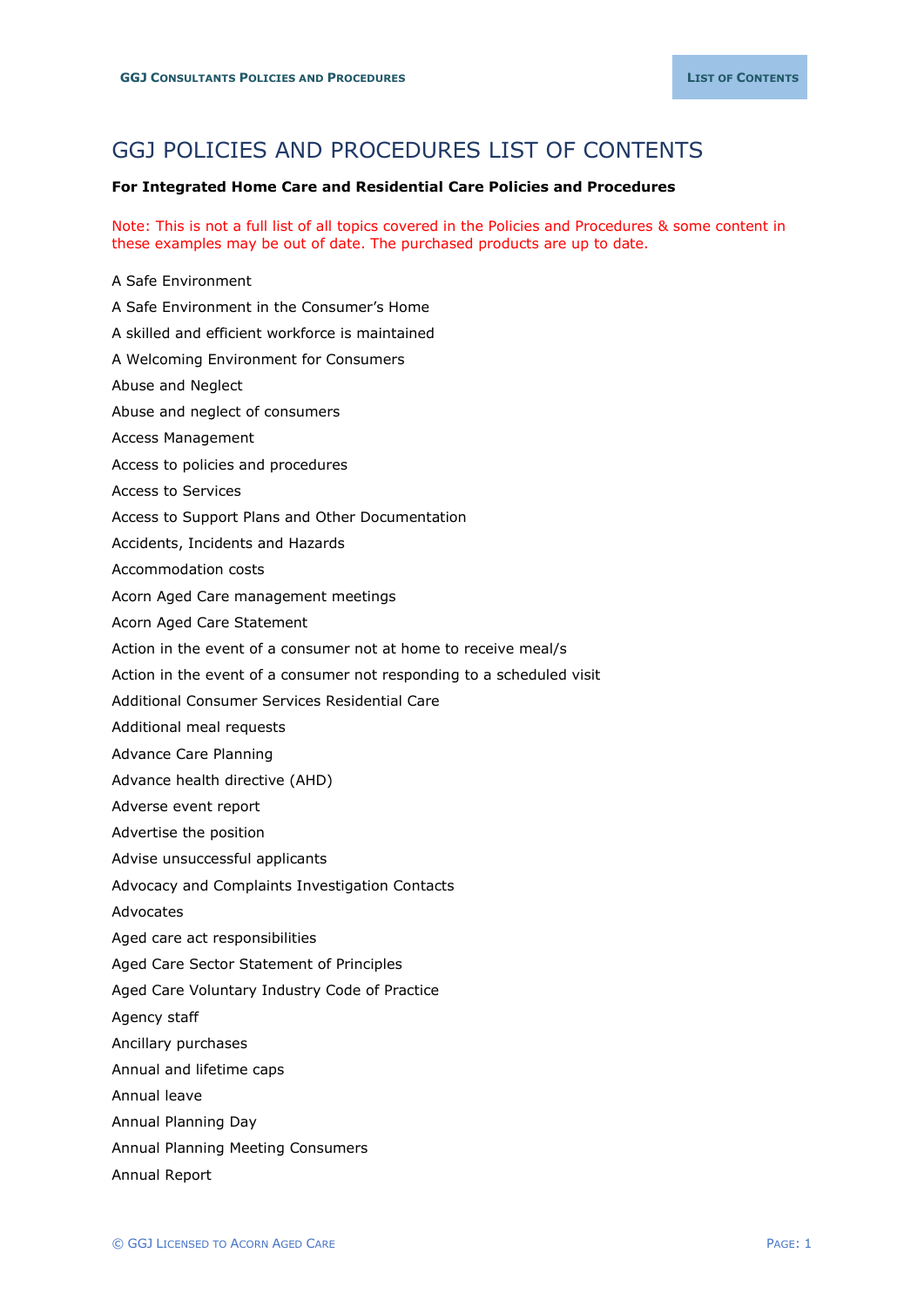# GGJ POLICIES AND PROCEDURES LIST OF CONTENTS

**For Integrated Home Care and Residential Care Policies and Procedures**

Note: This is not a full list of all topics covered in the Policies and Procedures & some content in these examples may be out of date. The purchased products are up to date.

A Safe Environment

A Safe Environment in the Consumer's Home

A skilled and efficient workforce is maintained

A Welcoming Environment for Consumers

Abuse and Neglect

Abuse and neglect of consumers

Access Management

Access to policies and procedures

Access to Services

Access to Support Plans and Other Documentation

Accidents, Incidents and Hazards

Accommodation costs

Acorn Aged Care management meetings

Acorn Aged Care Statement

Action in the event of a consumer not at home to receive meal/s

Action in the event of a consumer not responding to a scheduled visit

Additional Consumer Services Residential Care

Additional meal requests

Advance Care Planning

Advance health directive (AHD)

Adverse event report

Advertise the position

Advise unsuccessful applicants

Advocacy and Complaints Investigation Contacts

Advocates

Aged care act responsibilities

Aged Care Sector Statement of Principles

Aged Care Voluntary Industry Code of Practice

Agency staff

Ancillary purchases

Annual and lifetime caps

Annual leave

Annual Planning Day

Annual Planning Meeting Consumers

Annual Report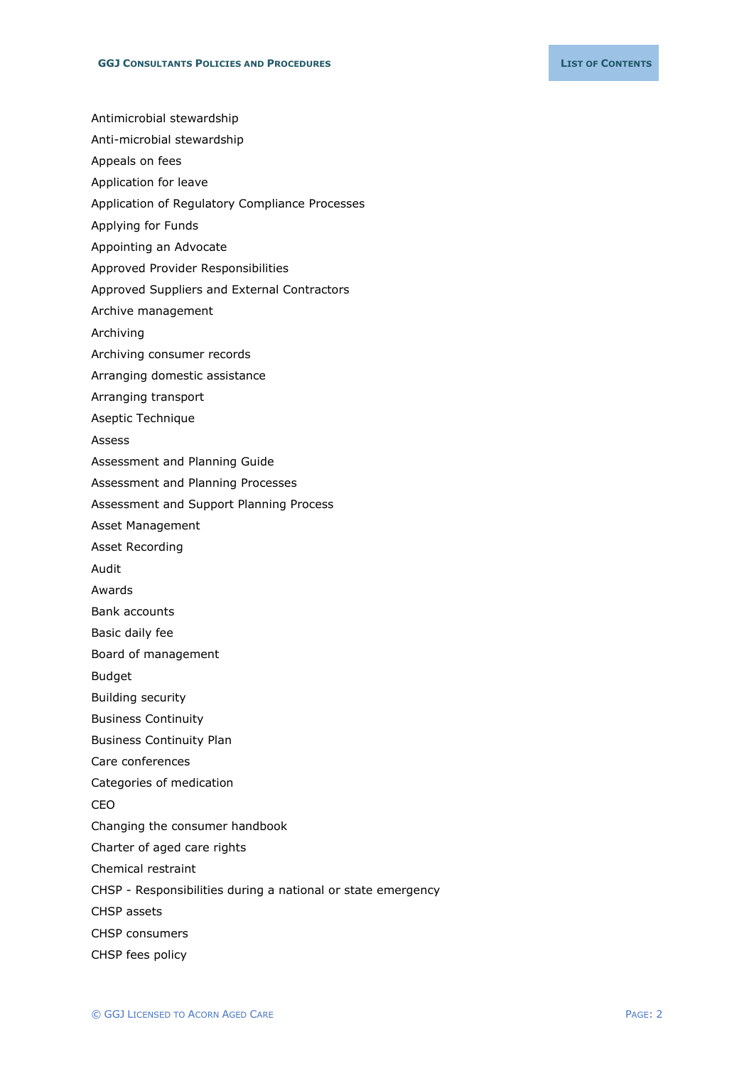Antimicrobial stewardship

Anti-microbial stewardship

Appeals on fees

Application for leave

Application of Regulatory Compliance Processes

Applying for Funds

Appointing an Advocate

Approved Provider Responsibilities

Approved Suppliers and External Contractors

Archive management

Archiving

Archiving consumer records

Arranging domestic assistance

Arranging transport

Aseptic Technique

Assess

Assessment and Planning Guide

Assessment and Planning Processes

Assessment and Support Planning Process

Asset Management

Asset Recording

Audit

Awards

Bank accounts

Basic daily fee

Board of management

Budget

Building security

Business Continuity

Business Continuity Plan

Care conferences

Categories of medication

CEO

Changing the consumer handbook

Charter of aged care rights

Chemical restraint

CHSP - Responsibilities during a national or state emergency

CHSP assets

CHSP consumers

CHSP fees policy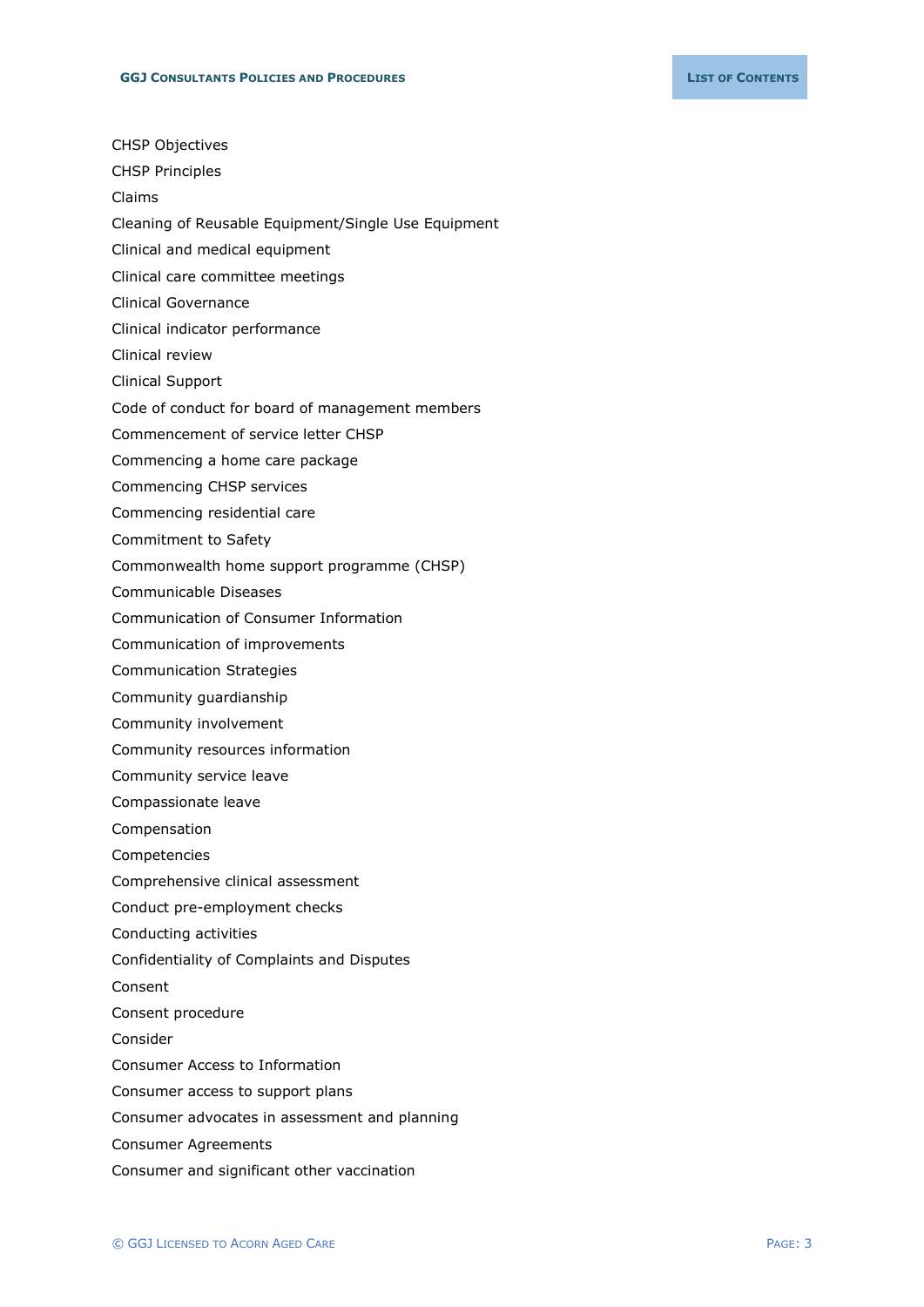CHSP Objectives

CHSP Principles

Claims

Cleaning of Reusable Equipment/Single Use Equipment

Clinical and medical equipment

Clinical care committee meetings

Clinical Governance

Clinical indicator performance

Clinical review

Clinical Support

Code of conduct for board of management members

Commencement of service letter CHSP

Commencing a home care package

Commencing CHSP services

Commencing residential care

Commitment to Safety

Commonwealth home support programme (CHSP)

Communicable Diseases

Communication of Consumer Information

Communication of improvements

Communication Strategies

Community guardianship

Community involvement

Community resources information

Community service leave

Compassionate leave

Compensation

Competencies

Comprehensive clinical assessment

Conduct pre-employment checks

Conducting activities

Confidentiality of Complaints and Disputes

Consent

Consent procedure

Consider

Consumer Access to Information

Consumer access to support plans

Consumer advocates in assessment and planning

Consumer Agreements

Consumer and significant other vaccination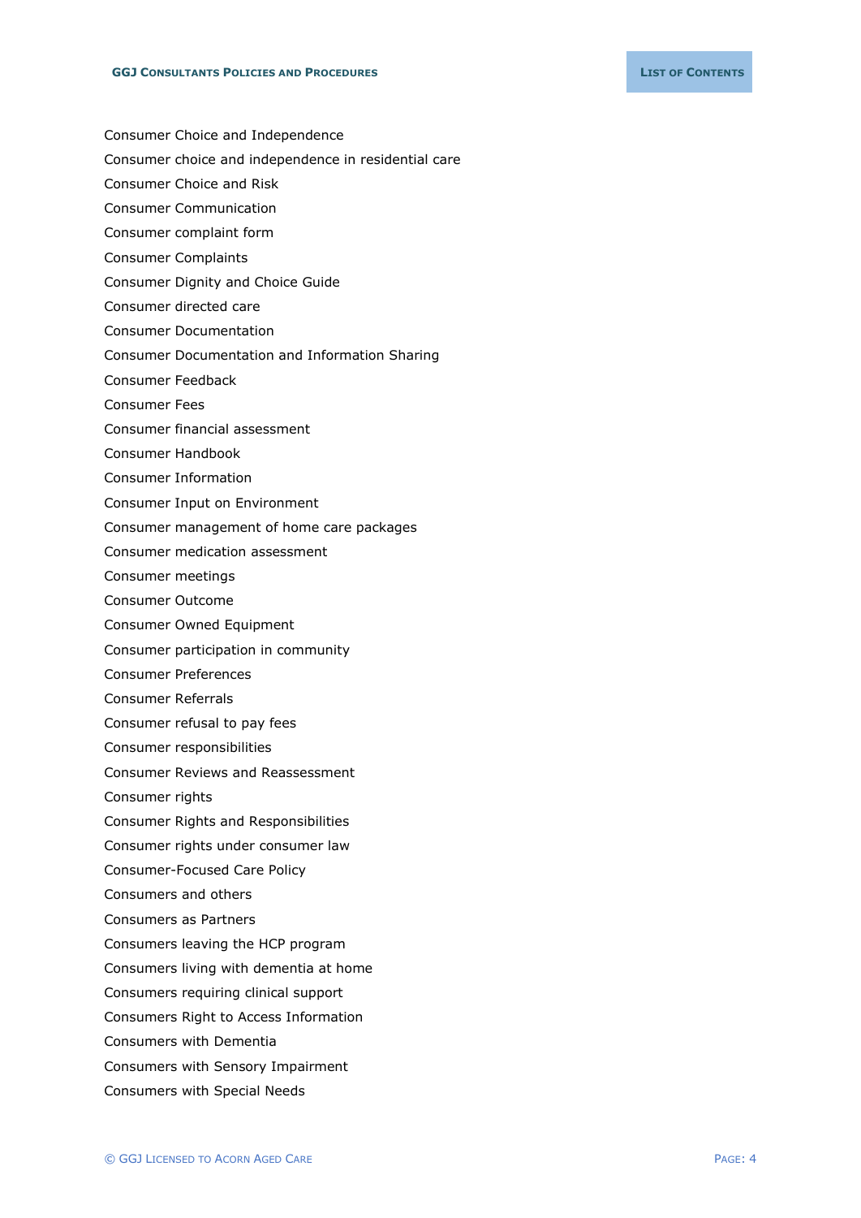Consumer Choice and Independence

Consumer choice and independence in residential care

Consumer Choice and Risk

Consumer Communication

Consumer complaint form

Consumer Complaints

Consumer Dignity and Choice Guide

Consumer directed care

Consumer Documentation

Consumer Documentation and Information Sharing

Consumer Feedback

Consumer Fees

Consumer financial assessment

Consumer Handbook

Consumer Information

Consumer Input on Environment

Consumer management of home care packages

Consumer medication assessment

Consumer meetings

Consumer Outcome

Consumer Owned Equipment

Consumer participation in community

Consumer Preferences

Consumer Referrals

Consumer refusal to pay fees

Consumer responsibilities

Consumer Reviews and Reassessment

Consumer rights

Consumer Rights and Responsibilities

Consumer rights under consumer law

Consumer-Focused Care Policy

Consumers and others

Consumers as Partners

Consumers leaving the HCP program

Consumers living with dementia at home

Consumers requiring clinical support

Consumers Right to Access Information

Consumers with Dementia

Consumers with Sensory Impairment

Consumers with Special Needs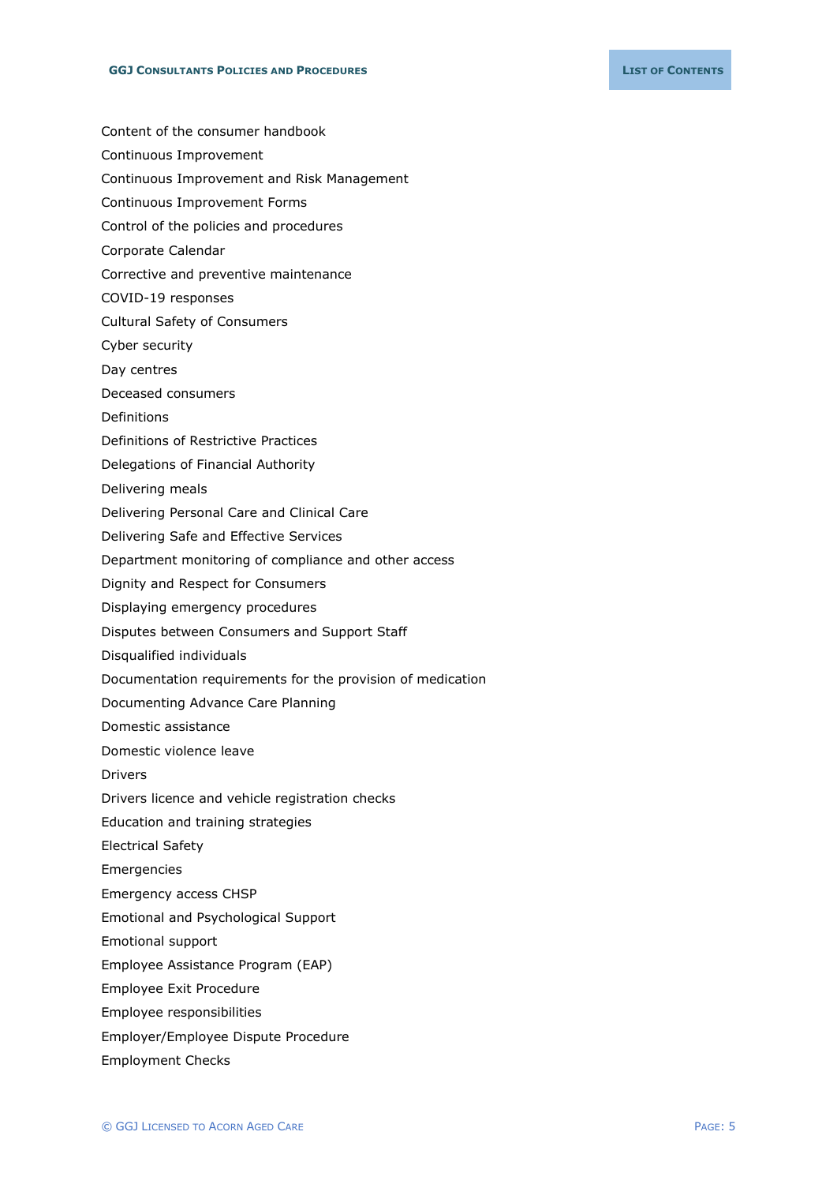Content of the consumer handbook

Continuous Improvement

Continuous Improvement and Risk Management

Continuous Improvement Forms

Control of the policies and procedures

Corporate Calendar

Corrective and preventive maintenance

COVID-19 responses

Cultural Safety of Consumers

Cyber security

Day centres

Deceased consumers

Definitions

Definitions of Restrictive Practices

Delegations of Financial Authority

Delivering meals

Delivering Personal Care and Clinical Care

Delivering Safe and Effective Services

Department monitoring of compliance and other access

Dignity and Respect for Consumers

Displaying emergency procedures

Disputes between Consumers and Support Staff

Disqualified individuals

Documentation requirements for the provision of medication

Documenting Advance Care Planning

Domestic assistance

Domestic violence leave

Drivers

Drivers licence and vehicle registration checks

Education and training strategies

Electrical Safety

Emergencies

Emergency access CHSP

Emotional and Psychological Support

Emotional support

Employee Assistance Program (EAP)

Employee Exit Procedure

Employee responsibilities

Employer/Employee Dispute Procedure

Employment Checks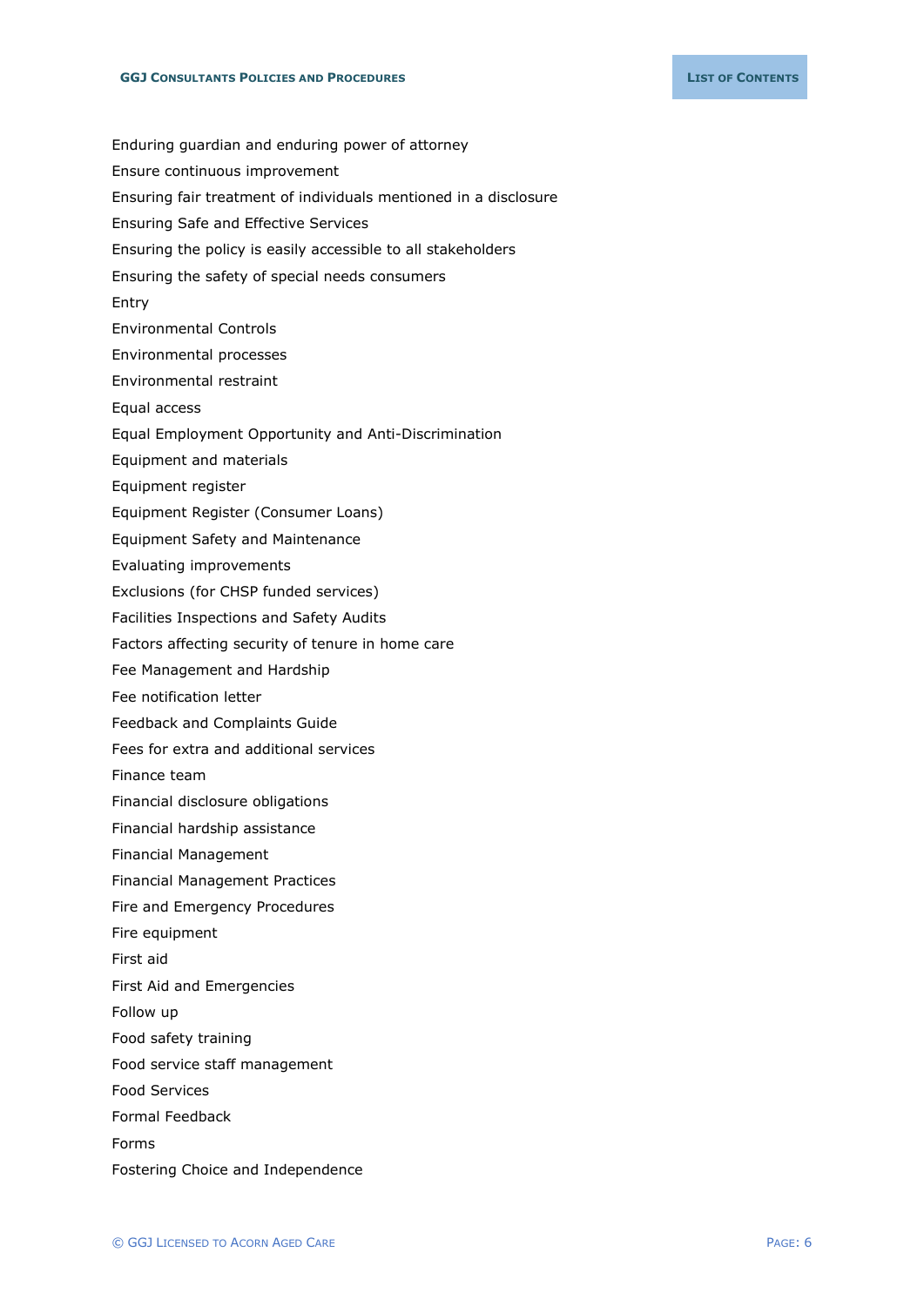Enduring guardian and enduring power of attorney

Ensure continuous improvement

Ensuring fair treatment of individuals mentioned in a disclosure

Ensuring Safe and Effective Services

Ensuring the policy is easily accessible to all stakeholders

Ensuring the safety of special needs consumers

Entry

Environmental Controls

Environmental processes

Environmental restraint

Equal access

Equal Employment Opportunity and Anti-Discrimination

Equipment and materials

Equipment register

Equipment Register (Consumer Loans)

Equipment Safety and Maintenance

Evaluating improvements

Exclusions (for CHSP funded services)

Facilities Inspections and Safety Audits

Factors affecting security of tenure in home care

Fee Management and Hardship

Fee notification letter

Feedback and Complaints Guide

Fees for extra and additional services

Finance team

Financial disclosure obligations

Financial hardship assistance

Financial Management

Financial Management Practices

Fire and Emergency Procedures

Fire equipment

First aid

First Aid and Emergencies

Follow up

Food safety training

Food service staff management

Food Services

Formal Feedback

Forms

Fostering Choice and Independence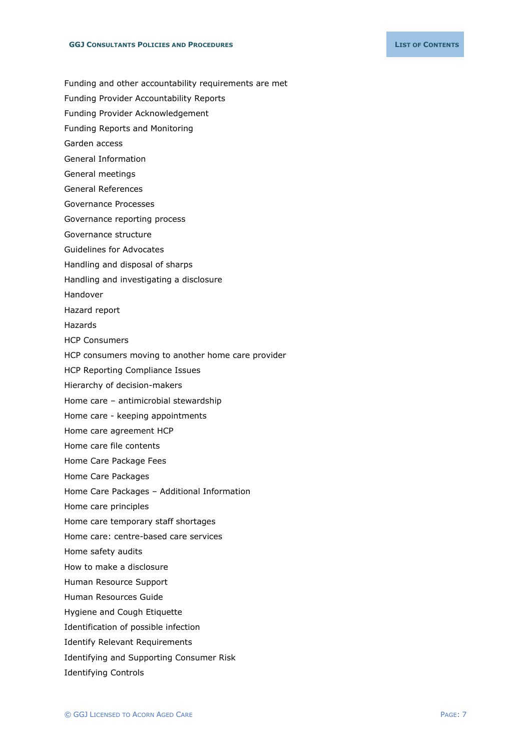Funding and other accountability requirements are met

Funding Provider Accountability Reports

Funding Provider Acknowledgement

Funding Reports and Monitoring

Garden access

General Information

General meetings

General References

Governance Processes

Governance reporting process

Governance structure

Guidelines for Advocates

Handling and disposal of sharps

Handling and investigating a disclosure

Handover

Hazard report

Hazards

HCP Consumers

HCP consumers moving to another home care provider

HCP Reporting Compliance Issues

Hierarchy of decision-makers

Home care – antimicrobial stewardship

Home care - keeping appointments

Home care agreement HCP

Home care file contents

Home Care Package Fees

Home Care Packages

Home Care Packages – Additional Information

Home care principles

Home care temporary staff shortages

Home care: centre-based care services

Home safety audits

How to make a disclosure

Human Resource Support

Human Resources Guide

Hygiene and Cough Etiquette

Identification of possible infection

Identify Relevant Requirements

Identifying and Supporting Consumer Risk

Identifying Controls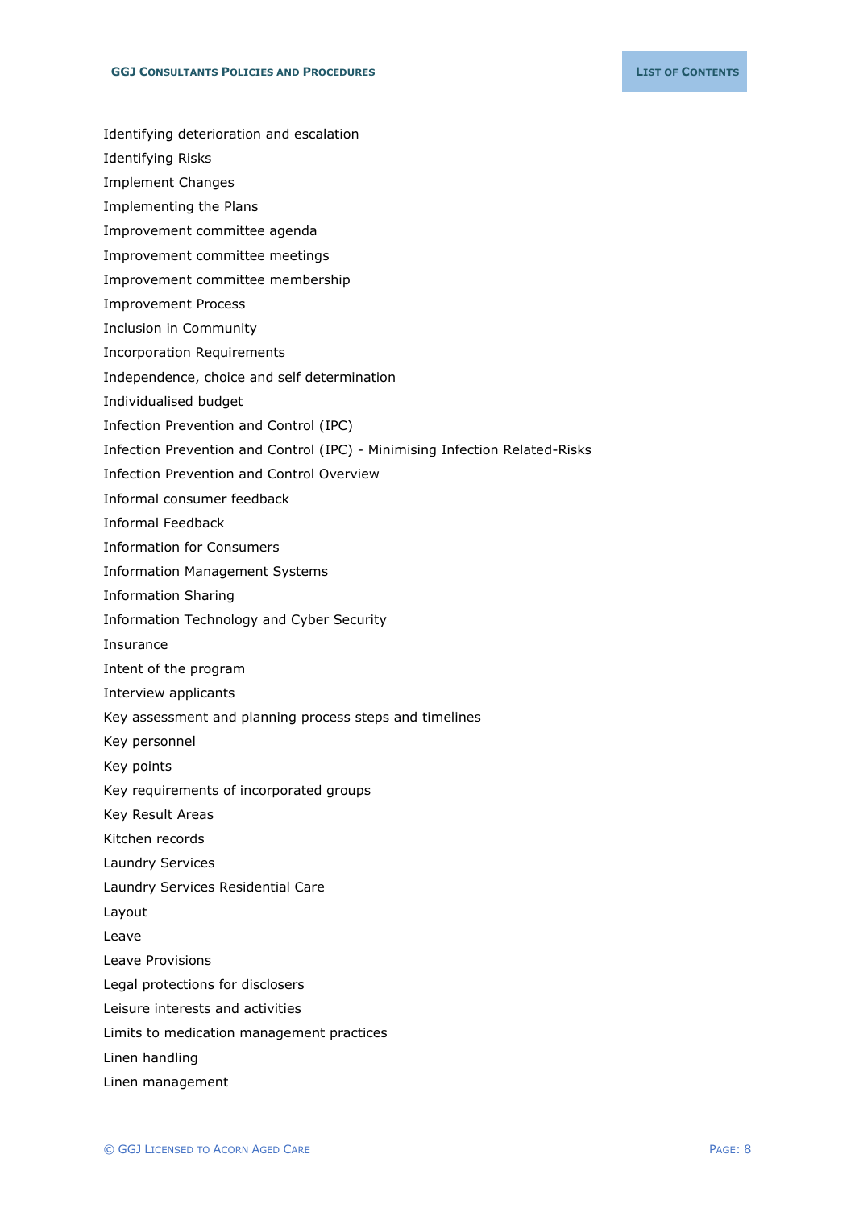Identifying deterioration and escalation

Identifying Risks

Implement Changes

Implementing the Plans

Improvement committee agenda

Improvement committee meetings

Improvement committee membership

Improvement Process

Inclusion in Community

Incorporation Requirements

Independence, choice and self determination

Individualised budget

Infection Prevention and Control (IPC)

Infection Prevention and Control (IPC) - Minimising Infection Related-Risks

Infection Prevention and Control Overview

Informal consumer feedback

Informal Feedback

Information for Consumers

Information Management Systems

Information Sharing

Information Technology and Cyber Security

Insurance

Intent of the program

Interview applicants

Key assessment and planning process steps and timelines

Key personnel

Key points

Key requirements of incorporated groups

Key Result Areas

Kitchen records

Laundry Services

Laundry Services Residential Care

Layout

Leave

Leave Provisions

Legal protections for disclosers

Leisure interests and activities

Limits to medication management practices

Linen handling

Linen management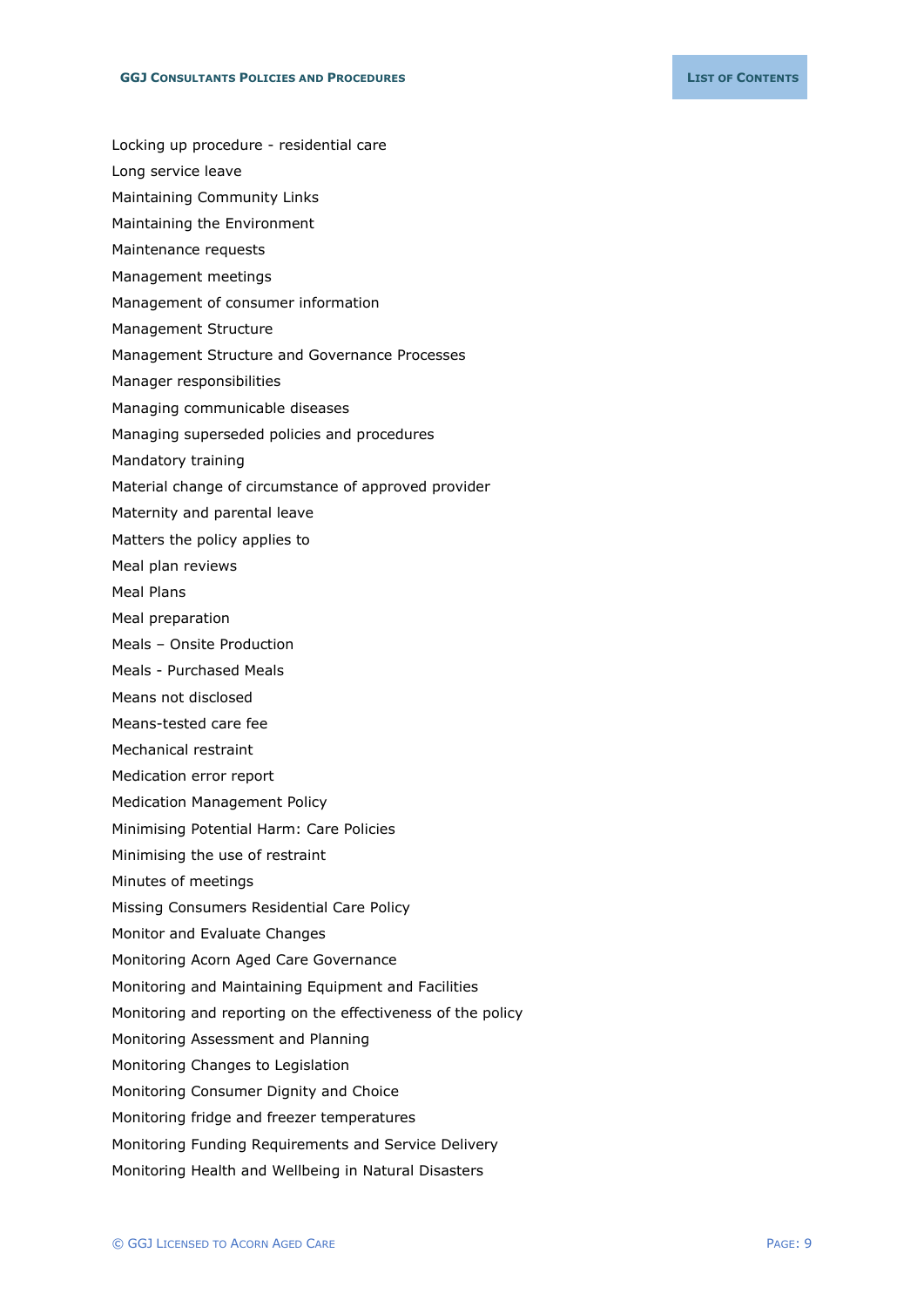Locking up procedure - residential care

Long service leave

Maintaining Community Links

Maintaining the Environment

Maintenance requests

Management meetings

Management of consumer information

Management Structure

Management Structure and Governance Processes

Manager responsibilities

Managing communicable diseases

Managing superseded policies and procedures

Mandatory training

Material change of circumstance of approved provider

Maternity and parental leave

Matters the policy applies to

Meal plan reviews

Meal Plans

Meal preparation

Meals – Onsite Production

Meals - Purchased Meals

Means not disclosed

Means-tested care fee

Mechanical restraint

Medication error report

Medication Management Policy

Minimising Potential Harm: Care Policies

Minimising the use of restraint

Minutes of meetings

Missing Consumers Residential Care Policy

Monitor and Evaluate Changes

Monitoring Acorn Aged Care Governance

Monitoring and Maintaining Equipment and Facilities

Monitoring and reporting on the effectiveness of the policy

Monitoring Assessment and Planning

Monitoring Changes to Legislation

Monitoring Consumer Dignity and Choice

Monitoring fridge and freezer temperatures

Monitoring Funding Requirements and Service Delivery

Monitoring Health and Wellbeing in Natural Disasters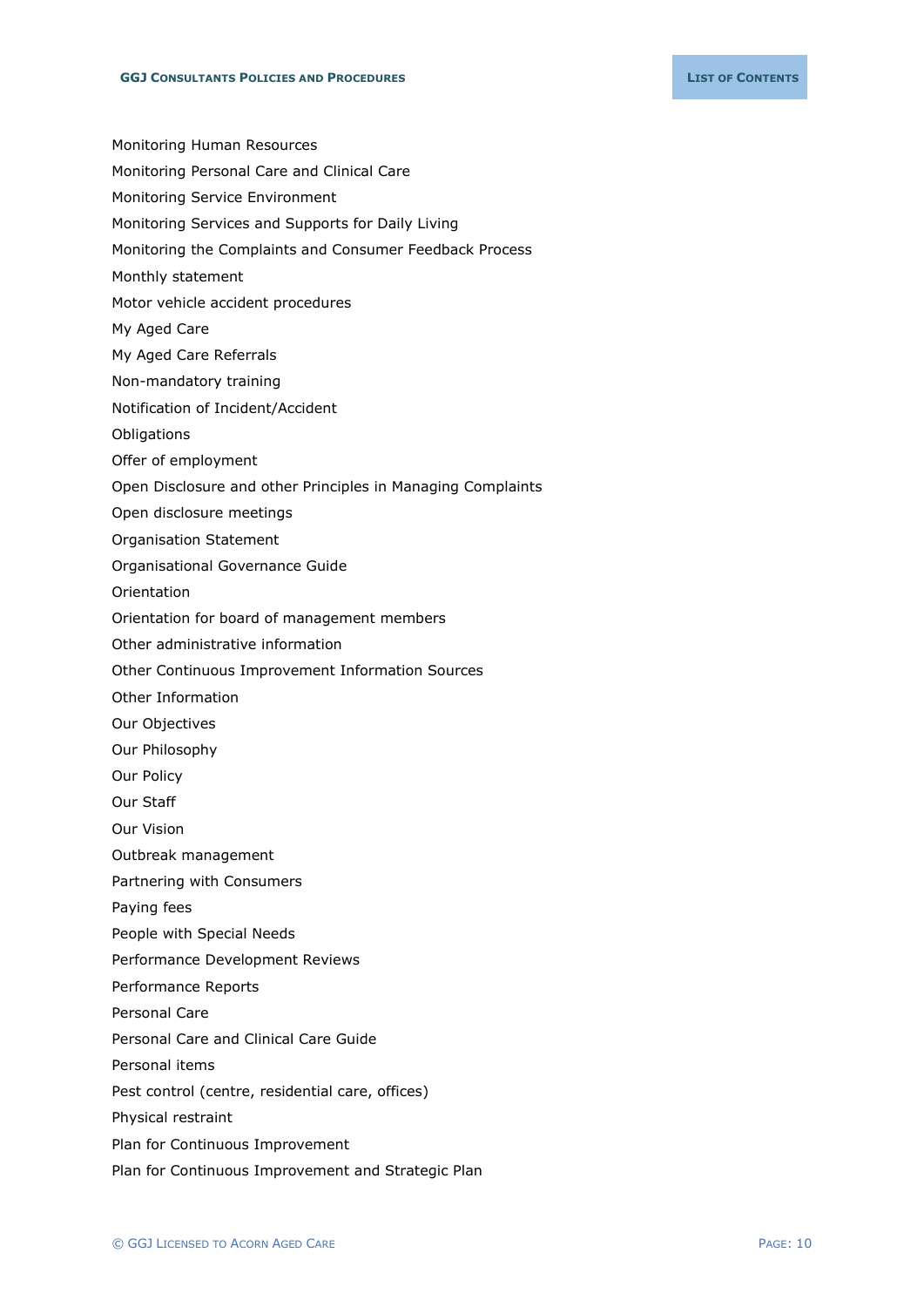Monitoring Human Resources

Monitoring Personal Care and Clinical Care

Monitoring Service Environment

Monitoring Services and Supports for Daily Living

Monitoring the Complaints and Consumer Feedback Process

Monthly statement

Motor vehicle accident procedures

My Aged Care

My Aged Care Referrals

Non-mandatory training

Notification of Incident/Accident

Obligations

Offer of employment

Open Disclosure and other Principles in Managing Complaints

Open disclosure meetings

Organisation Statement

Organisational Governance Guide

Orientation

Orientation for board of management members

Other administrative information

Other Continuous Improvement Information Sources

Other Information

Our Objectives

Our Philosophy

Our Policy

Our Staff

Our Vision

Outbreak management

Partnering with Consumers

Paying fees

People with Special Needs

Performance Development Reviews

Performance Reports

Personal Care

Personal Care and Clinical Care Guide

Personal items

Pest control (centre, residential care, offices)

Physical restraint

Plan for Continuous Improvement

Plan for Continuous Improvement and Strategic Plan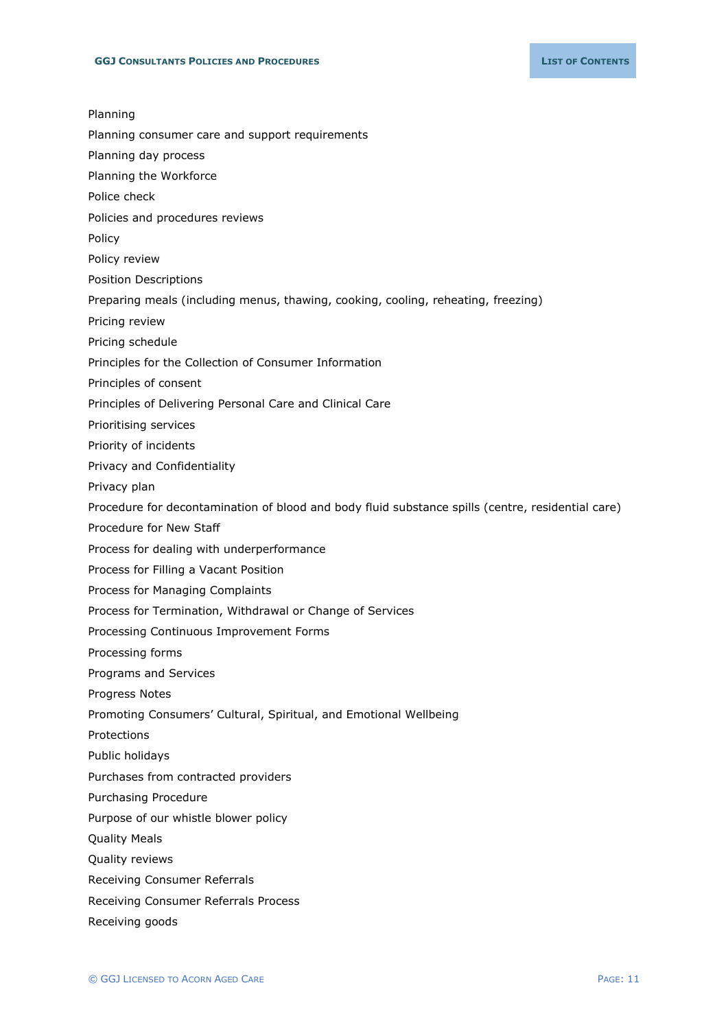Planning

Planning consumer care and support requirements

Planning day process

Planning the Workforce

Police check

Policies and procedures reviews

Policy

Policy review

Position Descriptions

Preparing meals (including menus, thawing, cooking, cooling, reheating, freezing)

Pricing review

Pricing schedule

Principles for the Collection of Consumer Information

Principles of consent

Principles of Delivering Personal Care and Clinical Care

Prioritising services

Priority of incidents

Privacy and Confidentiality

Privacy plan

Procedure for decontamination of blood and body fluid substance spills (centre, residential care)

Procedure for New Staff

Process for dealing with underperformance

Process for Filling a Vacant Position

Process for Managing Complaints

Process for Termination, Withdrawal or Change of Services

Processing Continuous Improvement Forms

Processing forms

Programs and Services

Progress Notes

Promoting Consumers' Cultural, Spiritual, and Emotional Wellbeing

Protections

Public holidays

Purchases from contracted providers

Purchasing Procedure

Purpose of our whistle blower policy

Quality Meals

Quality reviews

Receiving Consumer Referrals

Receiving Consumer Referrals Process

Receiving goods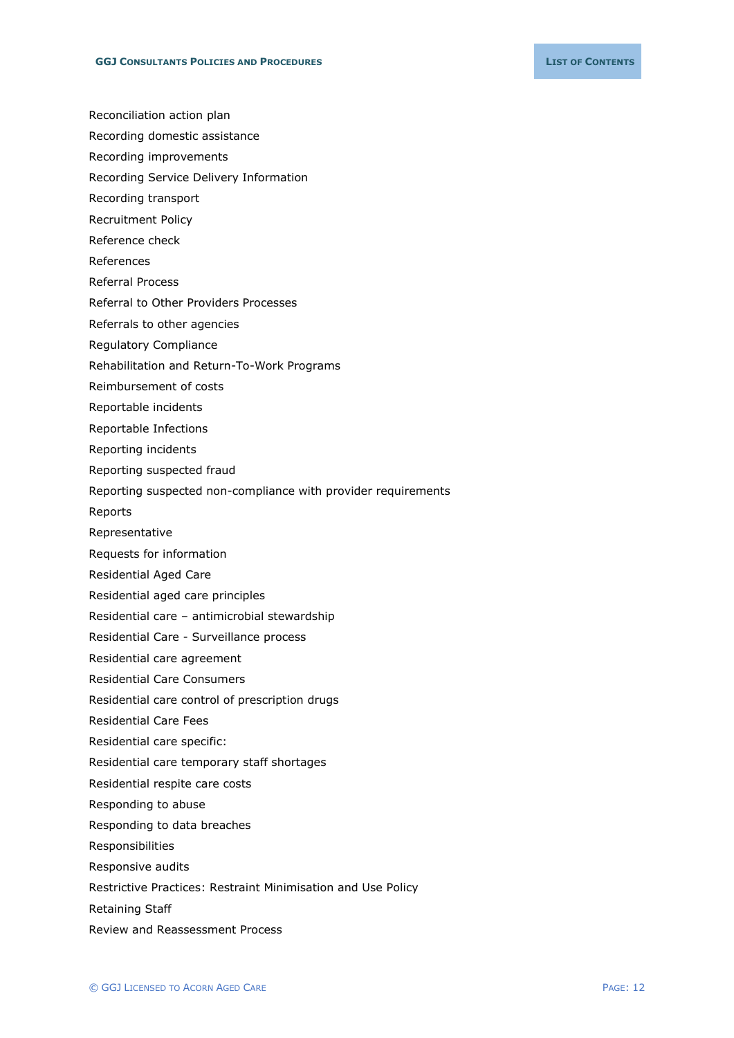Reconciliation action plan

Recording domestic assistance

Recording improvements

Recording Service Delivery Information

Recording transport

Recruitment Policy

Reference check

References

Referral Process

Referral to Other Providers Processes

Referrals to other agencies

Regulatory Compliance

Rehabilitation and Return-To-Work Programs

Reimbursement of costs

Reportable incidents

Reportable Infections

Reporting incidents

Reporting suspected fraud

Reporting suspected non-compliance with provider requirements

Reports

Representative

Requests for information

Residential Aged Care

Residential aged care principles

Residential care – antimicrobial stewardship

Residential Care - Surveillance process

Residential care agreement

Residential Care Consumers

Residential care control of prescription drugs

Residential Care Fees

Residential care specific:

Residential care temporary staff shortages

Residential respite care costs

Responding to abuse

Responding to data breaches

Responsibilities

Responsive audits

Restrictive Practices: Restraint Minimisation and Use Policy

Retaining Staff

Review and Reassessment Process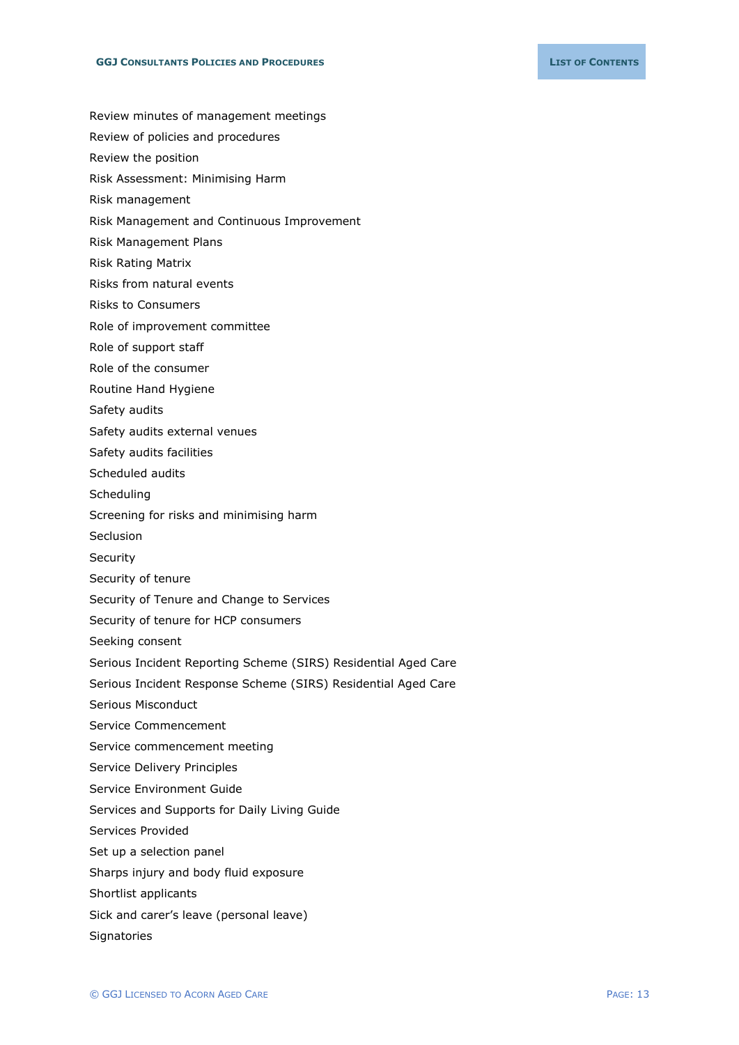Review minutes of management meetings

Review of policies and procedures

Review the position

Risk Assessment: Minimising Harm

Risk management

Risk Management and Continuous Improvement

Risk Management Plans

Risk Rating Matrix

Risks from natural events

Risks to Consumers

Role of improvement committee

Role of support staff

Role of the consumer

Routine Hand Hygiene

Safety audits

Safety audits external venues

Safety audits facilities

Scheduled audits

Scheduling

Screening for risks and minimising harm

Seclusion

Security

Security of tenure

Security of Tenure and Change to Services

Security of tenure for HCP consumers

Seeking consent

Serious Incident Reporting Scheme (SIRS) Residential Aged Care

Serious Incident Response Scheme (SIRS) Residential Aged Care

Serious Misconduct

Service Commencement

Service commencement meeting

Service Delivery Principles

Service Environment Guide

Services and Supports for Daily Living Guide

Services Provided

Set up a selection panel

Sharps injury and body fluid exposure

Shortlist applicants

Sick and carer's leave (personal leave)

Signatories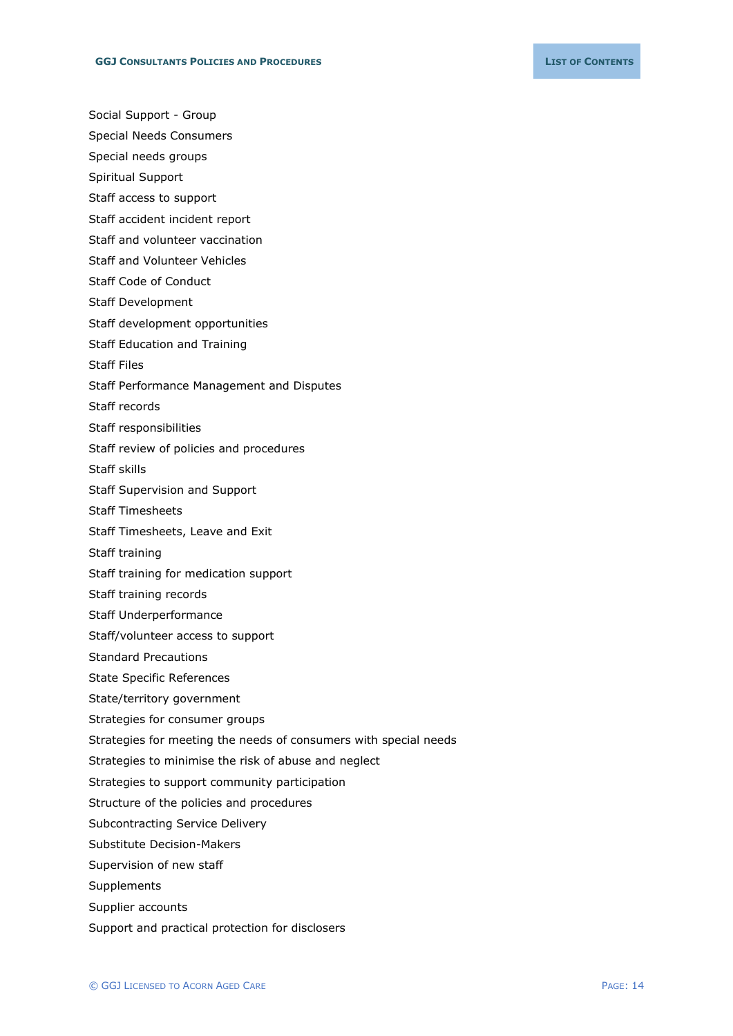Social Support - Group

Special Needs Consumers

Special needs groups

Spiritual Support

Staff access to support

Staff accident incident report

Staff and volunteer vaccination

Staff and Volunteer Vehicles

Staff Code of Conduct

Staff Development

Staff development opportunities

Staff Education and Training

Staff Files

Staff Performance Management and Disputes

Staff records

Staff responsibilities

Staff review of policies and procedures

Staff skills

Staff Supervision and Support

Staff Timesheets

Staff Timesheets, Leave and Exit

Staff training

Staff training for medication support

Staff training records

Staff Underperformance

Staff/volunteer access to support

Standard Precautions

State Specific References

State/territory government

Strategies for consumer groups

Strategies for meeting the needs of consumers with special needs

Strategies to minimise the risk of abuse and neglect

Strategies to support community participation

Structure of the policies and procedures

Subcontracting Service Delivery

Substitute Decision-Makers

Supervision of new staff

Supplements

Supplier accounts

Support and practical protection for disclosers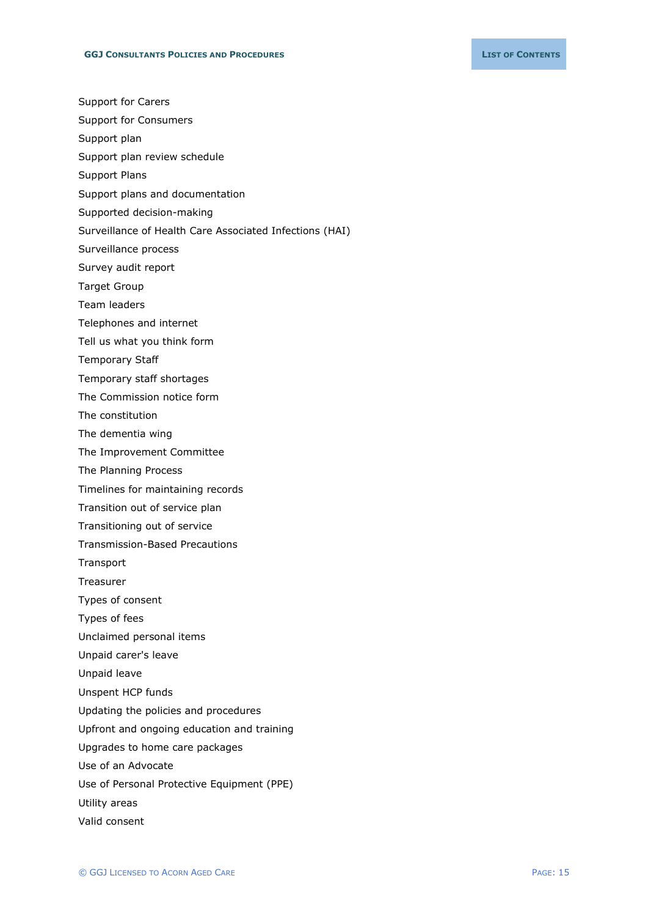Support for Carers

Support for Consumers

Support plan

Support plan review schedule

Support Plans

Support plans and documentation

Supported decision-making

Surveillance of Health Care Associated Infections (HAI)

Surveillance process

Survey audit report

Target Group

Team leaders

Telephones and internet

Tell us what you think form

Temporary Staff

Temporary staff shortages

The Commission notice form

The constitution

The dementia wing

The Improvement Committee

The Planning Process

Timelines for maintaining records

Transition out of service plan

Transitioning out of service

Transmission-Based Precautions

Transport

Treasurer

Types of consent

Types of fees

Unclaimed personal items

Unpaid carer's leave

Unpaid leave

Unspent HCP funds

Updating the policies and procedures

Upfront and ongoing education and training

Upgrades to home care packages

Use of an Advocate

Use of Personal Protective Equipment (PPE)

Utility areas

Valid consent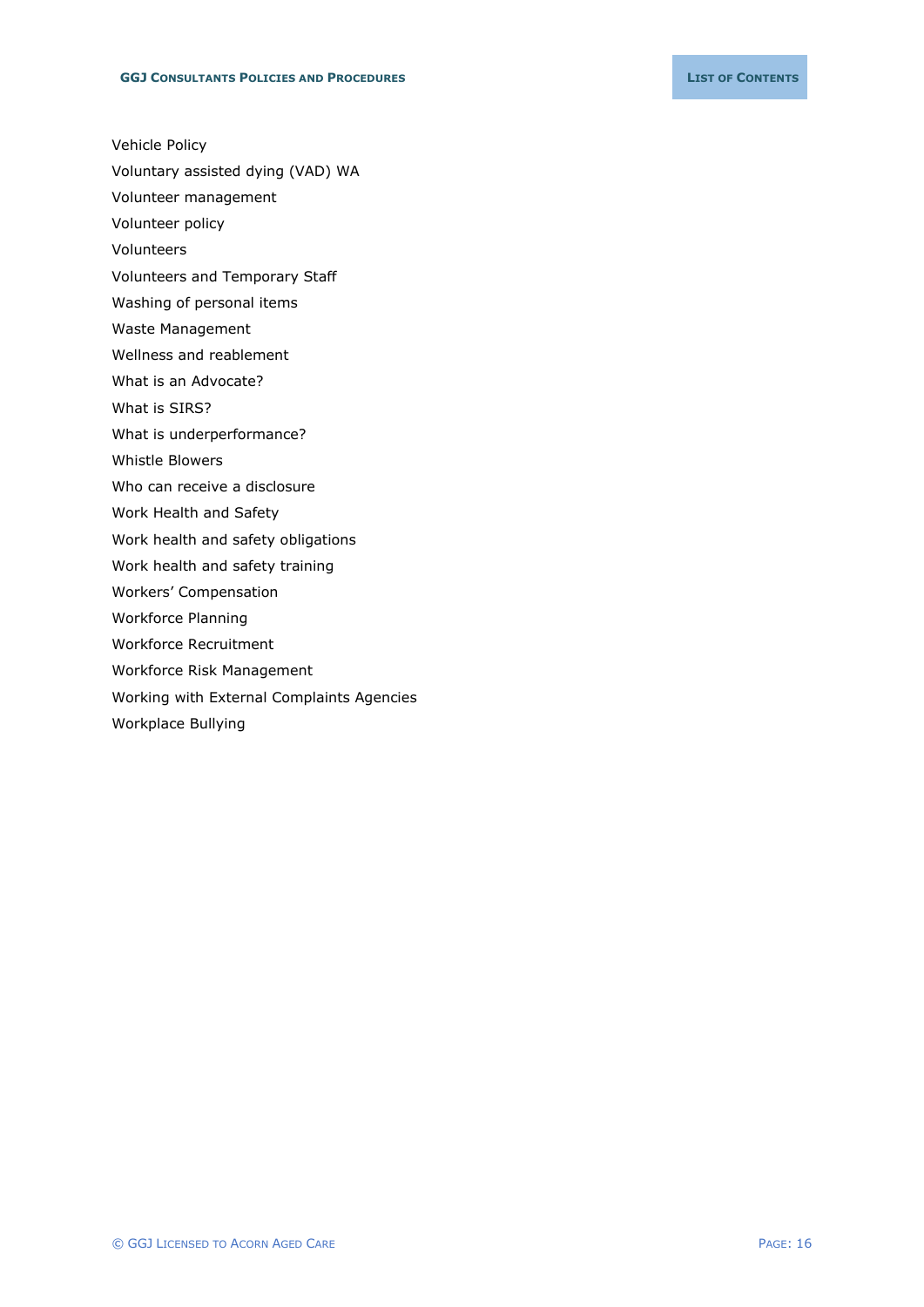Vehicle Policy

Voluntary assisted dying (VAD) WA

Volunteer management

Volunteer policy

Volunteers

Volunteers and Temporary Staff

Washing of personal items

Waste Management

Wellness and reablement

What is an Advocate?

What is SIRS?

What is underperformance?

Whistle Blowers

Who can receive a disclosure

Work Health and Safety

Work health and safety obligations

Work health and safety training

Workers' Compensation

Workforce Planning

Workforce Recruitment

Workforce Risk Management

Working with External Complaints Agencies

Workplace Bullying